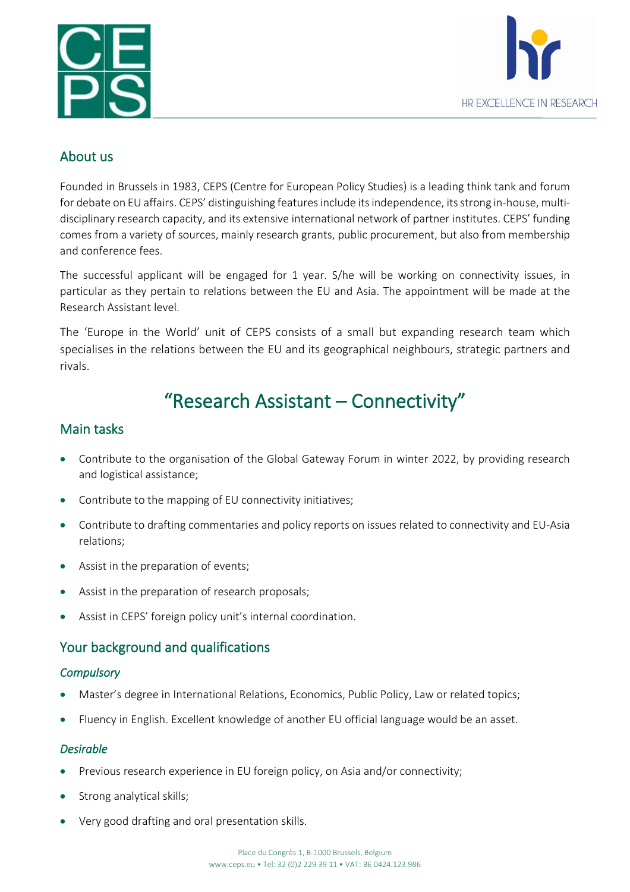## About us

Founded in Brussels in 1983, CEPS (Centre for European Policy Studies) is a leading think tank and forum for debate on EU affairs. CEPS' distinguishing features include its independence, its strong in-house, multi-disciplinary research capacity, and its extensive international network of partner institutes. CEPS' funding comes from a variety of sources, mainly research grants, public procurement, but also from membership and conference fees.

The successful applicant will be engaged for 1 year. S/he will be working on connectivity issues, in particular as they pertain to relations between the EU and Asia. The appointment will be made at the Research Assistant level.

The 'Europe in the World' unit of CEPS consists of a small but expanding research team which specialises in the relations between the EU and its geographical neighbours, strategic partners and rivals.

# "Research Assistant – Connectivity"

## Main tasks

- Contribute to the organisation of the Global Gateway Forum in winter 2022, by providing research and logistical assistance;
- Contribute to the mapping of EU connectivity initiatives;
- Contribute to drafting commentaries and policy reports on issues related to connectivity and EU-Asia relations;
- Assist in the preparation of events;
- Assist in the preparation of research proposals;
- Assist in CEPS' foreign policy unit's internal coordination.

## Your background and qualifications

### *Compulsory*

- Master's degree in International Relations, Economics, Public Policy, Law or related topics;
- Fluency in English. Excellent knowledge of another EU official language would be an asset.

### *Desirable*

- Previous research experience in EU foreign policy, on Asia and/or connectivity;
- Strong analytical skills;
- Very good drafting and oral presentation skills.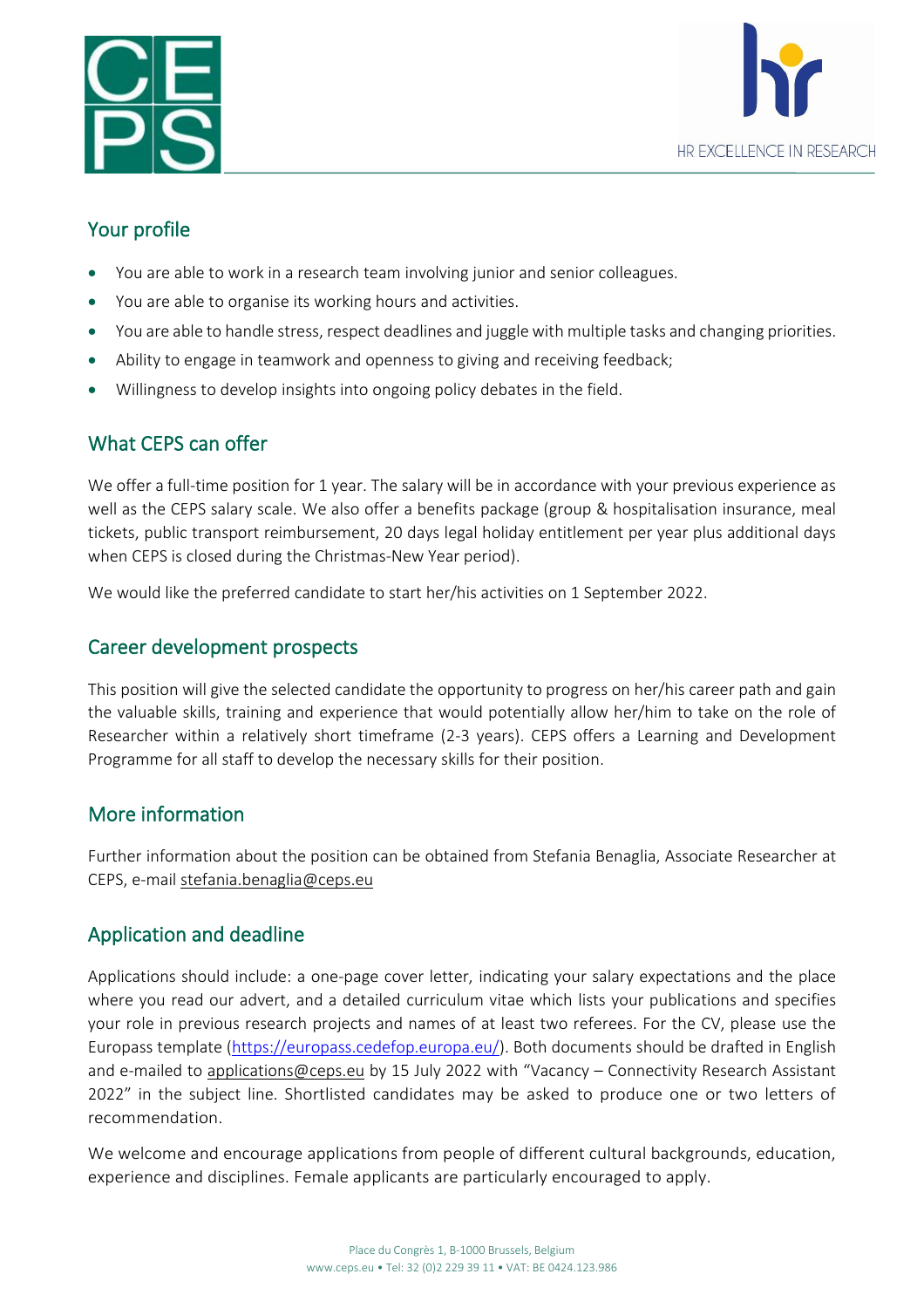## Your profile

- You are able to work in a research team involving junior and senior colleagues.
- You are able to organise its working hours and activities.
- You are able to handle stress, respect deadlines and juggle with multiple tasks and changing priorities.
- Ability to engage in teamwork and openness to giving and receiving feedback;
- Willingness to develop insights into ongoing policy debates in the field.

## What CEPS can offer

We offer a full-time position for 1 year. The salary will be in accordance with your previous experience as well as the CEPS salary scale. We also offer a benefits package (group & hospitalisation insurance, meal tickets, public transport reimbursement, 20 days legal holiday entitlement per year plus additional days when CEPS is closed during the Christmas-New Year period).

We would like the preferred candidate to start her/his activities on 1 September 2022.

## Career development prospects

This position will give the selected candidate the opportunity to progress on her/his career path and gain the valuable skills, training and experience that would potentially allow her/him to take on the role of Researcher within a relatively short timeframe (2-3 years). CEPS offers a Learning and Development Programme for all staff to develop the necessary skills for their position.

## More information

Further information about the position can be obtained from Stefania Benaglia, Associate Researcher at CEPS, e-mail stefania.benaglia@ceps.eu

## Application and deadline

Applications should include: a one-page cover letter, indicating your salary expectations and the place where you read our advert, and a detailed curriculum vitae which lists your publications and specifies your role in previous research projects and names of at least two referees. For the CV, please use the Europass template (https://europass.cedefop.europa.eu/). Both documents should be drafted in English and e-mailed to applications@ceps.eu by 15 July 2022 with "Vacancy – Connectivity Research Assistant 2022" in the subject line. Shortlisted candidates may be asked to produce one or two letters of recommendation.

We welcome and encourage applications from people of different cultural backgrounds, education, experience and disciplines. Female applicants are particularly encouraged to apply.